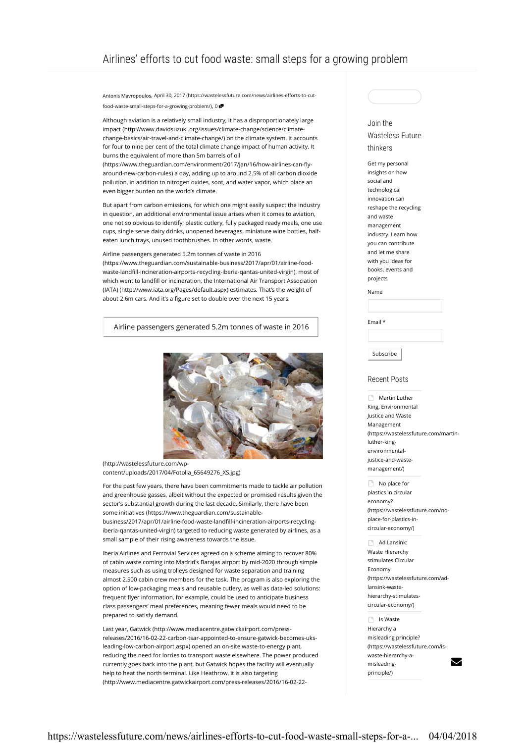# Airlines' efforts to cut food waste: small steps for a growing problem

Antonis Mavropoulos, April 30, 2017 (https://wastelessfuture.com/news/airlines-efforts-to-cut-food-waste-small-steps-for-a-growing-problem/), 0

Although aviation is a relatively small industry, it has a disproportionately large impact (http://www.davidsuzuki.org/issues/climate-change/science/climate-change-basics/air-travel-and-climate-change/) on the climate system. It accounts for four to nine per cent of the total climate change impact of human activity. It burns the equivalent of more than 5m barrels of oil (https://www.theguardian.com/environment/2017/jan/16/how-airlines-can-fly-around-new-carbon-rules) a day, adding up to around 2.5% of all carbon dioxide pollution, in addition to nitrogen oxides, soot, and water vapor, which place an even bigger burden on the world's climate.

But apart from carbon emissions, for which one might easily suspect the industry in question, an additional environmental issue arises when it comes to aviation, one not so obvious to identify; plastic cutlery, fully packaged ready meals, one use cups, single serve dairy drinks, unopened beverages, miniature wine bottles, half-eaten lunch trays, unused toothbrushes. In other words, waste.

Airline passengers generated 5.2m tonnes of waste in 2016 (https://www.theguardian.com/sustainable-business/2017/apr/01/airline-food-waste-landfill-incineration-airports-recycling-iberia-qantas-united-virgin), most of which went to landfill or incineration, the International Air Transport Association (IATA) (http://www.iata.org/Pages/default.aspx) estimates. That's the weight of about 2.6m cars. And it's a figure set to double over the next 15 years.

> Airline passengers generated 5.2m tonnes of waste in 2016

(http://wastelessfuture.com/wp-content/uploads/2017/04/Fotolia_65649276_XS.jpg)

For the past few years, there have been commitments made to tackle air pollution and greenhouse gasses, albeit without the expected or promised results given the sector's substantial growth during the last decade. Similarly, there have been some initiatives (https://www.theguardian.com/sustainable-business/2017/apr/01/airline-food-waste-landfill-incineration-airports-recycling-iberia-qantas-united-virgin) targeted to reducing waste generated by airlines, as a small sample of their rising awareness towards the issue.

Iberia Airlines and Ferrovial Services agreed on a scheme aiming to recover 80% of cabin waste coming into Madrid's Barajas airport by mid-2020 through simple measures such as using trolleys designed for waste separation and training almost 2,500 cabin crew members for the task. The program is also exploring the option of low-packaging meals and reusable cutlery, as well as data-led solutions: frequent flyer information, for example, could be used to anticipate business class passengers' meal preferences, meaning fewer meals would need to be prepared to satisfy demand.

Last year, Gatwick (http://www.mediacentre.gatwickairport.com/press-releases/2016/16-02-22-carbon-tsar-appointed-to-ensure-gatwick-becomes-uks-leading-low-carbon-airport.aspx) opened an on-site waste-to-energy plant, reducing the need for lorries to transport waste elsewhere. The power produced currently goes back into the plant, but Gatwick hopes the facility will eventually help to heat the north terminal. Like Heathrow, it is also targeting (http://www.mediacentre.gatwickairport.com/press-releases/2016/16-02-22-

## Join the Wasteless Future thinkers

Get my personal insights on how social and technological innovation can reshape the recycling and waste management industry. Learn how you can contribute and let me share with you ideas for books, events and projects

Name

Email *

Subscribe

## Recent Posts

- Martin Luther King, Environmental Justice and Waste Management (https://wastelessfuture.com/martin-luther-king-environmental-justice-and-waste-management/)
- No place for plastics in circular economy? (https://wastelessfuture.com/no-place-for-plastics-in-circular-economy/)
- Ad Lansink: Waste Hierarchy stimulates Circular Economy (https://wastelessfuture.com/ad-lansink-waste-hierarchy-stimulates-circular-economy/)
- Is Waste Hierarchy a misleading principle? (https://wastelessfuture.com/is-waste-hierarchy-a-misleading-principle/)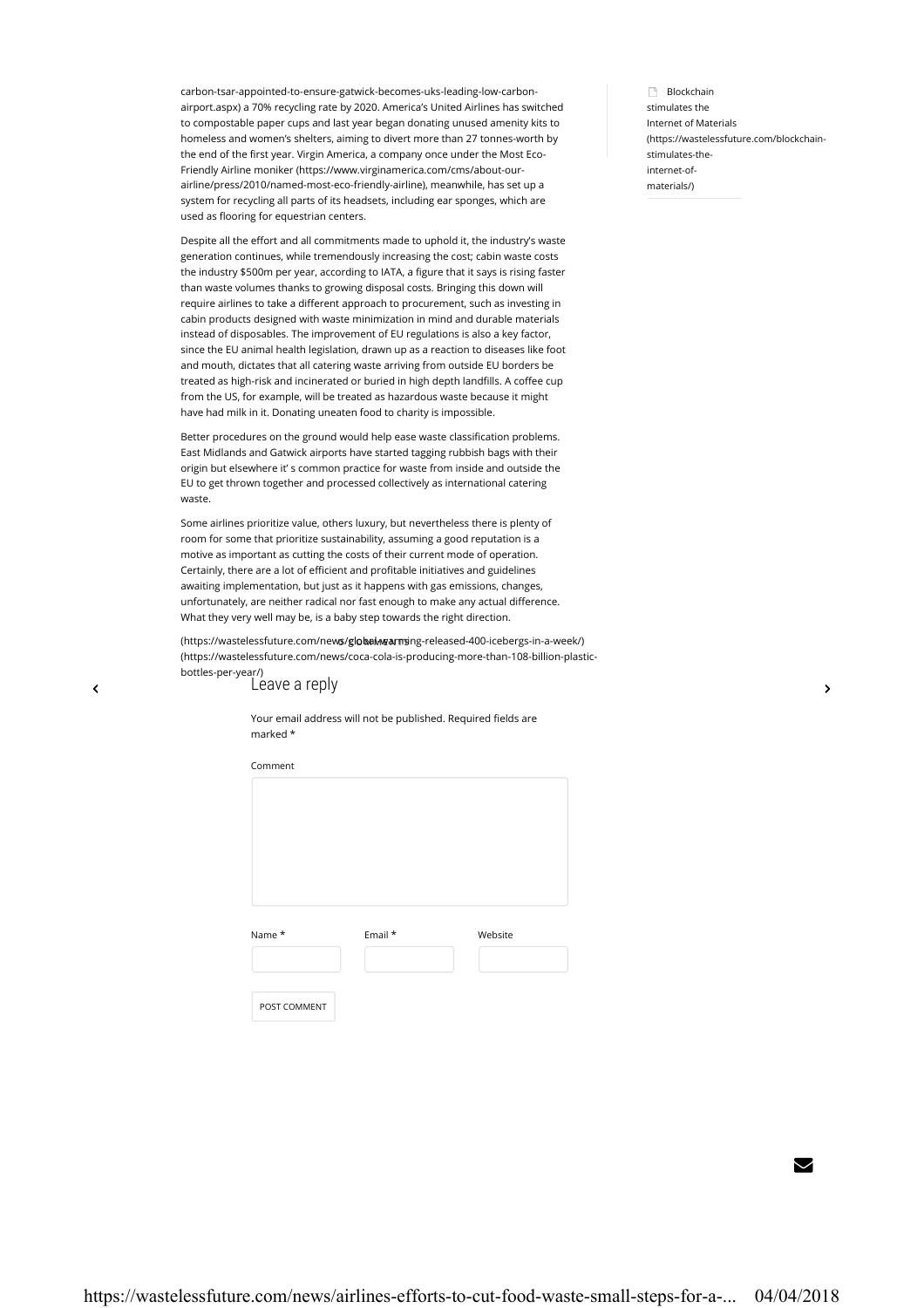carbon-tsar-appointed-to-ensure-gatwick-becomes-uks-leading-low-carbon-airport.aspx) a 70% recycling rate by 2020. America's United Airlines has switched to compostable paper cups and last year began donating unused amenity kits to homeless and women's shelters, aiming to divert more than 27 tonnes-worth by the end of the first year. Virgin America, a company once under the Most Eco-Friendly Airline moniker (https://www.virginamerica.com/cms/about-our-airline/press/2010/named-most-eco-friendly-airline), meanwhile, has set up a system for recycling all parts of its headsets, including ear sponges, which are used as flooring for equestrian centers.

Despite all the effort and all commitments made to uphold it, the industry's waste generation continues, while tremendously increasing the cost; cabin waste costs the industry $500m per year, according to IATA, a figure that it says is rising faster than waste volumes thanks to growing disposal costs. Bringing this down will require airlines to take a different approach to procurement, such as investing in cabin products designed with waste minimization in mind and durable materials instead of disposables. The improvement of EU regulations is also a key factor, since the EU animal health legislation, drawn up as a reaction to diseases like foot and mouth, dictates that all catering waste arriving from outside EU borders be treated as high-risk and incinerated or buried in high depth landfills. A coffee cup from the US, for example, will be treated as hazardous waste because it might have had milk in it. Donating uneaten food to charity is impossible.

Better procedures on the ground would help ease waste classification problems. East Midlands and Gatwick airports have started tagging rubbish bags with their origin but elsewhere it' s common practice for waste from inside and outside the EU to get thrown together and processed collectively as international catering waste.

Some airlines prioritize value, others luxury, but nevertheless there is plenty of room for some that prioritize sustainability, assuming a good reputation is a motive as important as cutting the costs of their current mode of operation. Certainly, there are a lot of efficient and profitable initiatives and guidelines awaiting implementation, but just as it happens with gas emissions, changes, unfortunately, are neither radical nor fast enough to make any actual difference. What they very well may be, is a baby step towards the right direction.

(https://wastelessfuture.com/news/global-warming-released-400-icebergs-in-a-week/)
(https://wastelessfuture.com/news/coca-cola-is-producing-more-than-108-billion-plastic-bottles-per-year/)

Blockchain stimulates the Internet of Materials (https://wastelessfuture.com/blockchain-stimulates-the-internet-of-materials/)

## Leave a reply

Your email address will not be published. Required fields are marked *

Comment

Name * Email * Website

POST COMMENT